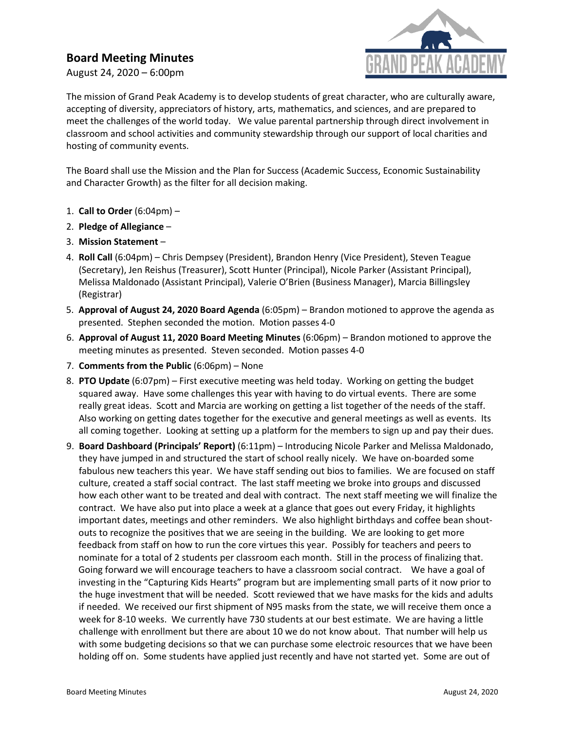# Board Meeting Minutes

August 24, 2020 – 6:00pm

The mission of Grand Peak Academy is to develop students of great character, who are culturally aware, accepting of diversity, appreciators of history, arts, mathematics, and sciences, and are prepared to meet the challenges of the world today. We value parental partnership through direct involvement in classroom and school activities and community stewardship through our support of local charities and hosting of community events.

The Board shall use the Mission and the Plan for Success (Academic Success, Economic Sustainability and Character Growth) as the filter for all decision making.

1. **Call to Order** (6:04pm) –
2. **Pledge of Allegiance** –
3. **Mission Statement** –
4. **Roll Call** (6:04pm) – Chris Dempsey (President), Brandon Henry (Vice President), Steven Teague (Secretary), Jen Reishus (Treasurer), Scott Hunter (Principal), Nicole Parker (Assistant Principal), Melissa Maldonado (Assistant Principal), Valerie O'Brien (Business Manager), Marcia Billingsley (Registrar)
5. **Approval of August 24, 2020 Board Agenda** (6:05pm) – Brandon motioned to approve the agenda as presented. Stephen seconded the motion. Motion passes 4-0
6. **Approval of August 11, 2020 Board Meeting Minutes** (6:06pm) – Brandon motioned to approve the meeting minutes as presented. Steven seconded. Motion passes 4-0
7. **Comments from the Public** (6:06pm) – None
8. **PTO Update** (6:07pm) – First executive meeting was held today. Working on getting the budget squared away. Have some challenges this year with having to do virtual events. There are some really great ideas. Scott and Marcia are working on getting a list together of the needs of the staff. Also working on getting dates together for the executive and general meetings as well as events. Its all coming together. Looking at setting up a platform for the members to sign up and pay their dues.
9. **Board Dashboard (Principals' Report)** (6:11pm) – Introducing Nicole Parker and Melissa Maldonado, they have jumped in and structured the start of school really nicely. We have on-boarded some fabulous new teachers this year. We have staff sending out bios to families. We are focused on staff culture, created a staff social contract. The last staff meeting we broke into groups and discussed how each other want to be treated and deal with contract. The next staff meeting we will finalize the contract. We have also put into place a week at a glance that goes out every Friday, it highlights important dates, meetings and other reminders. We also highlight birthdays and coffee bean shout-outs to recognize the positives that we are seeing in the building. We are looking to get more feedback from staff on how to run the core virtues this year. Possibly for teachers and peers to nominate for a total of 2 students per classroom each month. Still in the process of finalizing that. Going forward we will encourage teachers to have a classroom social contract. We have a goal of investing in the "Capturing Kids Hearts" program but are implementing small parts of it now prior to the huge investment that will be needed. Scott reviewed that we have masks for the kids and adults if needed. We received our first shipment of N95 masks from the state, we will receive them once a week for 8-10 weeks. We currently have 730 students at our best estimate. We are having a little challenge with enrollment but there are about 10 we do not know about. That number will help us with some budgeting decisions so that we can purchase some electroic resources that we have been holding off on. Some students have applied just recently and have not started yet. Some are out of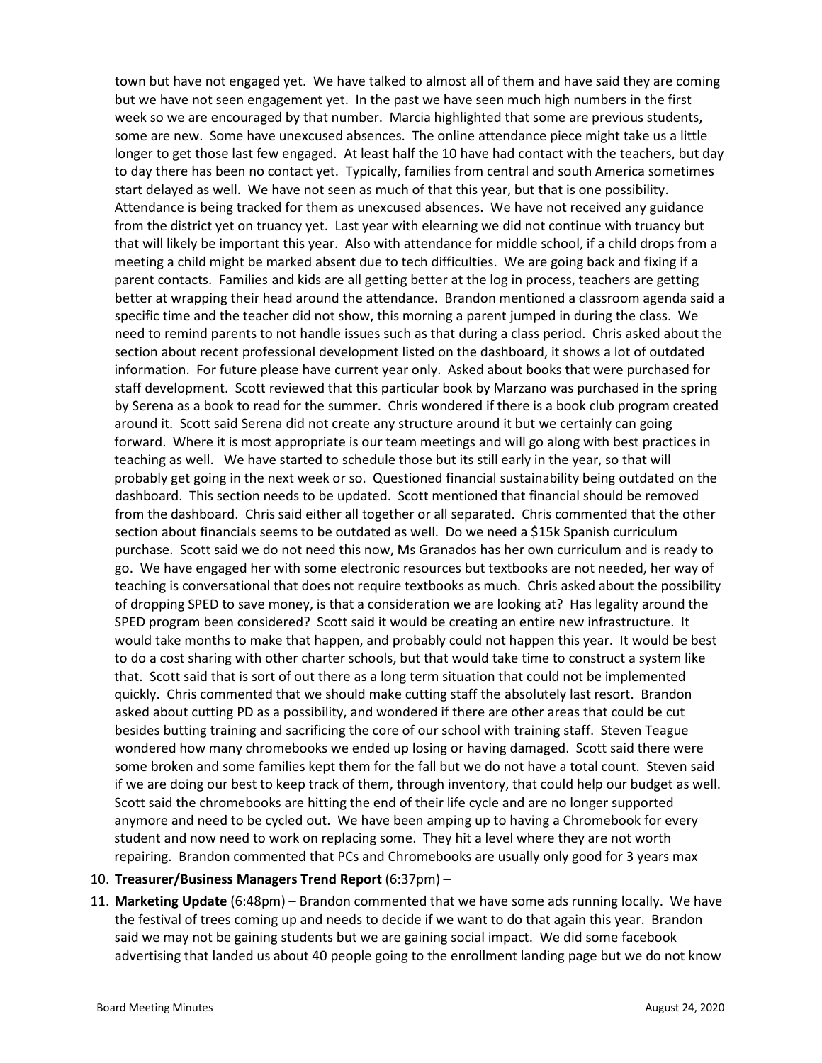town but have not engaged yet. We have talked to almost all of them and have said they are coming but we have not seen engagement yet. In the past we have seen much high numbers in the first week so we are encouraged by that number. Marcia highlighted that some are previous students, some are new. Some have unexcused absences. The online attendance piece might take us a little longer to get those last few engaged. At least half the 10 have had contact with the teachers, but day to day there has been no contact yet. Typically, families from central and south America sometimes start delayed as well. We have not seen as much of that this year, but that is one possibility. Attendance is being tracked for them as unexcused absences. We have not received any guidance from the district yet on truancy yet. Last year with elearning we did not continue with truancy but that will likely be important this year. Also with attendance for middle school, if a child drops from a meeting a child might be marked absent due to tech difficulties. We are going back and fixing if a parent contacts. Families and kids are all getting better at the log in process, teachers are getting better at wrapping their head around the attendance. Brandon mentioned a classroom agenda said a specific time and the teacher did not show, this morning a parent jumped in during the class. We need to remind parents to not handle issues such as that during a class period. Chris asked about the section about recent professional development listed on the dashboard, it shows a lot of outdated information. For future please have current year only. Asked about books that were purchased for staff development. Scott reviewed that this particular book by Marzano was purchased in the spring by Serena as a book to read for the summer. Chris wondered if there is a book club program created around it. Scott said Serena did not create any structure around it but we certainly can going forward. Where it is most appropriate is our team meetings and will go along with best practices in teaching as well. We have started to schedule those but its still early in the year, so that will probably get going in the next week or so. Questioned financial sustainability being outdated on the dashboard. This section needs to be updated. Scott mentioned that financial should be removed from the dashboard. Chris said either all together or all separated. Chris commented that the other section about financials seems to be outdated as well. Do we need a $15k Spanish curriculum purchase. Scott said we do not need this now, Ms Granados has her own curriculum and is ready to go. We have engaged her with some electronic resources but textbooks are not needed, her way of teaching is conversational that does not require textbooks as much. Chris asked about the possibility of dropping SPED to save money, is that a consideration we are looking at? Has legality around the SPED program been considered? Scott said it would be creating an entire new infrastructure. It would take months to make that happen, and probably could not happen this year. It would be best to do a cost sharing with other charter schools, but that would take time to construct a system like that. Scott said that is sort of out there as a long term situation that could not be implemented quickly. Chris commented that we should make cutting staff the absolutely last resort. Brandon asked about cutting PD as a possibility, and wondered if there are other areas that could be cut besides butting training and sacrificing the core of our school with training staff. Steven Teague wondered how many chromebooks we ended up losing or having damaged. Scott said there were some broken and some families kept them for the fall but we do not have a total count. Steven said if we are doing our best to keep track of them, through inventory, that could help our budget as well. Scott said the chromebooks are hitting the end of their life cycle and are no longer supported anymore and need to be cycled out. We have been amping up to having a Chromebook for every student and now need to work on replacing some. They hit a level where they are not worth repairing. Brandon commented that PCs and Chromebooks are usually only good for 3 years max

10. **Treasurer/Business Managers Trend Report** (6:37pm) –
11. **Marketing Update** (6:48pm) – Brandon commented that we have some ads running locally. We have the festival of trees coming up and needs to decide if we want to do that again this year. Brandon said we may not be gaining students but we are gaining social impact. We did some facebook advertising that landed us about 40 people going to the enrollment landing page but we do not know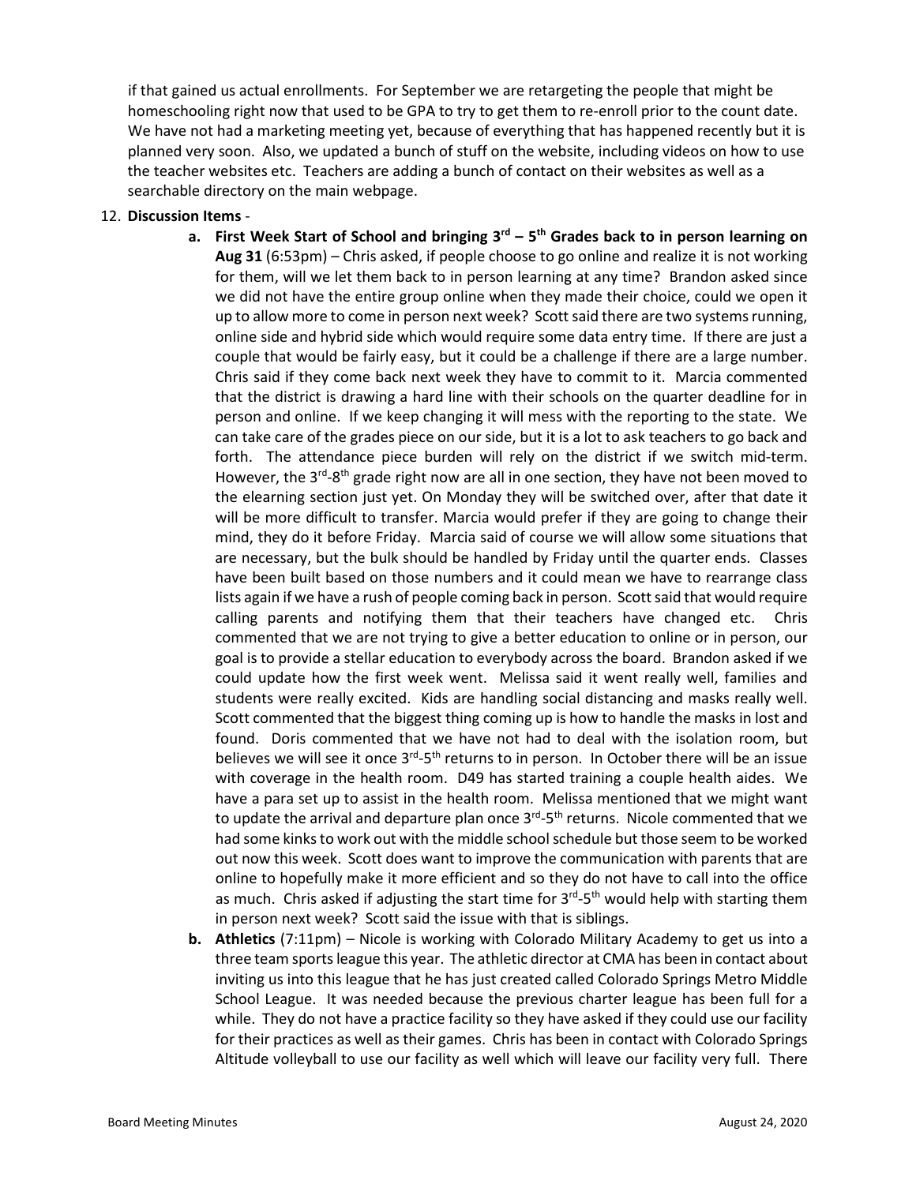if that gained us actual enrollments. For September we are retargeting the people that might be homeschooling right now that used to be GPA to try to get them to re-enroll prior to the count date. We have not had a marketing meeting yet, because of everything that has happened recently but it is planned very soon. Also, we updated a bunch of stuff on the website, including videos on how to use the teacher websites etc. Teachers are adding a bunch of contact on their websites as well as a searchable directory on the main webpage.

12. **Discussion Items** -
    a. **First Week Start of School and bringing 3rd – 5th Grades back to in person learning on Aug 31** (6:53pm) – Chris asked, if people choose to go online and realize it is not working for them, will we let them back to in person learning at any time? Brandon asked since we did not have the entire group online when they made their choice, could we open it up to allow more to come in person next week? Scott said there are two systems running, online side and hybrid side which would require some data entry time. If there are just a couple that would be fairly easy, but it could be a challenge if there are a large number. Chris said if they come back next week they have to commit to it. Marcia commented that the district is drawing a hard line with their schools on the quarter deadline for in person and online. If we keep changing it will mess with the reporting to the state. We can take care of the grades piece on our side, but it is a lot to ask teachers to go back and forth. The attendance piece burden will rely on the district if we switch mid-term. However, the 3rd-8th grade right now are all in one section, they have not been moved to the elearning section just yet. On Monday they will be switched over, after that date it will be more difficult to transfer. Marcia would prefer if they are going to change their mind, they do it before Friday. Marcia said of course we will allow some situations that are necessary, but the bulk should be handled by Friday until the quarter ends. Classes have been built based on those numbers and it could mean we have to rearrange class lists again if we have a rush of people coming back in person. Scott said that would require calling parents and notifying them that their teachers have changed etc. Chris commented that we are not trying to give a better education to online or in person, our goal is to provide a stellar education to everybody across the board. Brandon asked if we could update how the first week went. Melissa said it went really well, families and students were really excited. Kids are handling social distancing and masks really well. Scott commented that the biggest thing coming up is how to handle the masks in lost and found. Doris commented that we have not had to deal with the isolation room, but believes we will see it once 3rd-5th returns to in person. In October there will be an issue with coverage in the health room. D49 has started training a couple health aides. We have a para set up to assist in the health room. Melissa mentioned that we might want to update the arrival and departure plan once 3rd-5th returns. Nicole commented that we had some kinks to work out with the middle school schedule but those seem to be worked out now this week. Scott does want to improve the communication with parents that are online to hopefully make it more efficient and so they do not have to call into the office as much. Chris asked if adjusting the start time for 3rd-5th would help with starting them in person next week? Scott said the issue with that is siblings.
    b. **Athletics** (7:11pm) – Nicole is working with Colorado Military Academy to get us into a three team sports league this year. The athletic director at CMA has been in contact about inviting us into this league that he has just created called Colorado Springs Metro Middle School League. It was needed because the previous charter league has been full for a while. They do not have a practice facility so they have asked if they could use our facility for their practices as well as their games. Chris has been in contact with Colorado Springs Altitude volleyball to use our facility as well which will leave our facility very full. There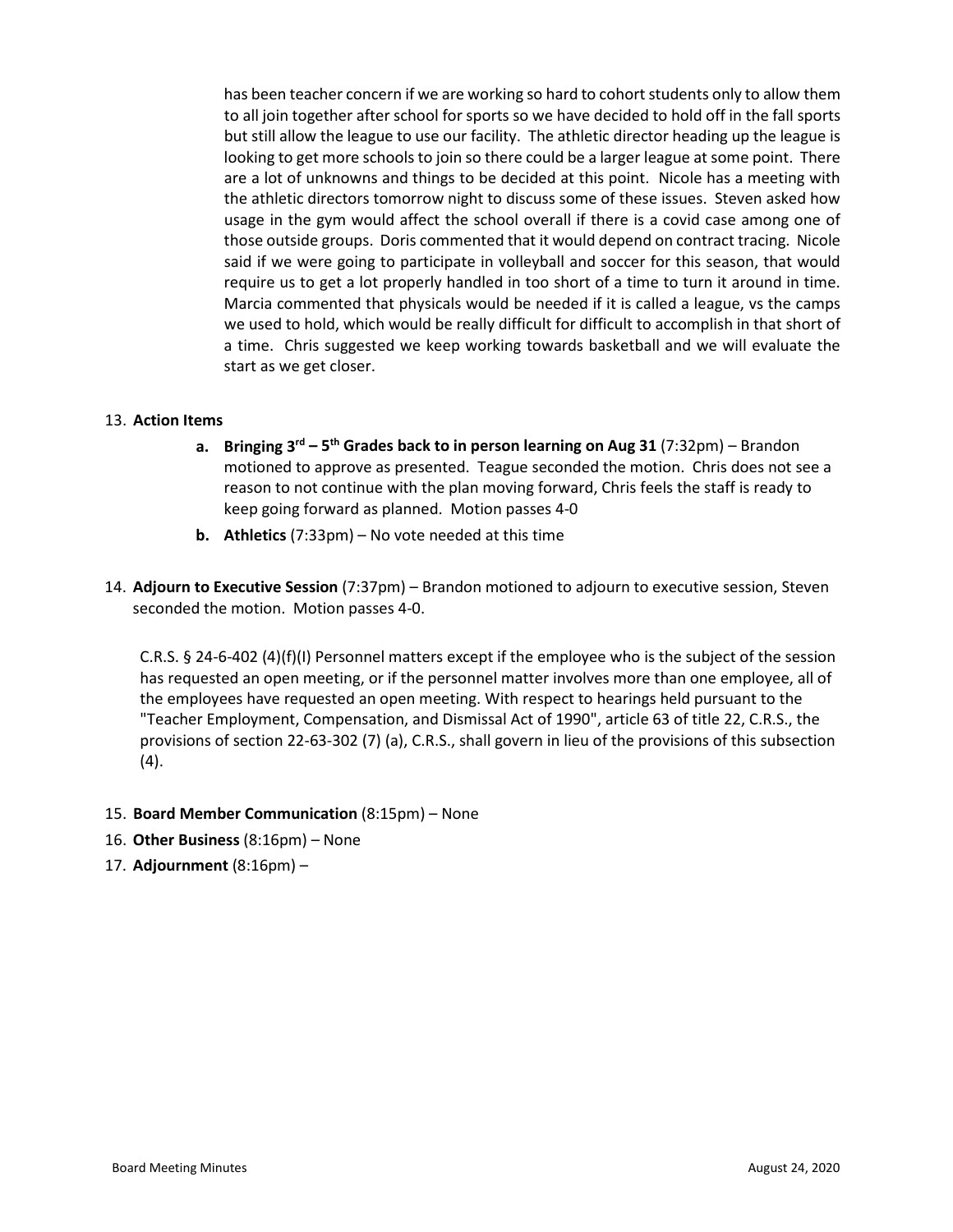has been teacher concern if we are working so hard to cohort students only to allow them to all join together after school for sports so we have decided to hold off in the fall sports but still allow the league to use our facility. The athletic director heading up the league is looking to get more schools to join so there could be a larger league at some point. There are a lot of unknowns and things to be decided at this point. Nicole has a meeting with the athletic directors tomorrow night to discuss some of these issues. Steven asked how usage in the gym would affect the school overall if there is a covid case among one of those outside groups. Doris commented that it would depend on contract tracing. Nicole said if we were going to participate in volleyball and soccer for this season, that would require us to get a lot properly handled in too short of a time to turn it around in time. Marcia commented that physicals would be needed if it is called a league, vs the camps we used to hold, which would be really difficult for difficult to accomplish in that short of a time. Chris suggested we keep working towards basketball and we will evaluate the start as we get closer.

13. **Action Items**
    - **a. Bringing 3rd – 5th Grades back to in person learning on Aug 31** (7:32pm) – Brandon motioned to approve as presented. Teague seconded the motion. Chris does not see a reason to not continue with the plan moving forward, Chris feels the staff is ready to keep going forward as planned. Motion passes 4-0
    - **b. Athletics** (7:33pm) – No vote needed at this time

14. **Adjourn to Executive Session** (7:37pm) – Brandon motioned to adjourn to executive session, Steven seconded the motion. Motion passes 4-0.

    C.R.S. § 24-6-402 (4)(f)(I) Personnel matters except if the employee who is the subject of the session has requested an open meeting, or if the personnel matter involves more than one employee, all of the employees have requested an open meeting. With respect to hearings held pursuant to the "Teacher Employment, Compensation, and Dismissal Act of 1990", article 63 of title 22, C.R.S., the provisions of section 22-63-302 (7) (a), C.R.S., shall govern in lieu of the provisions of this subsection (4).

15. **Board Member Communication** (8:15pm) – None
16. **Other Business** (8:16pm) – None
17. **Adjournment** (8:16pm) –